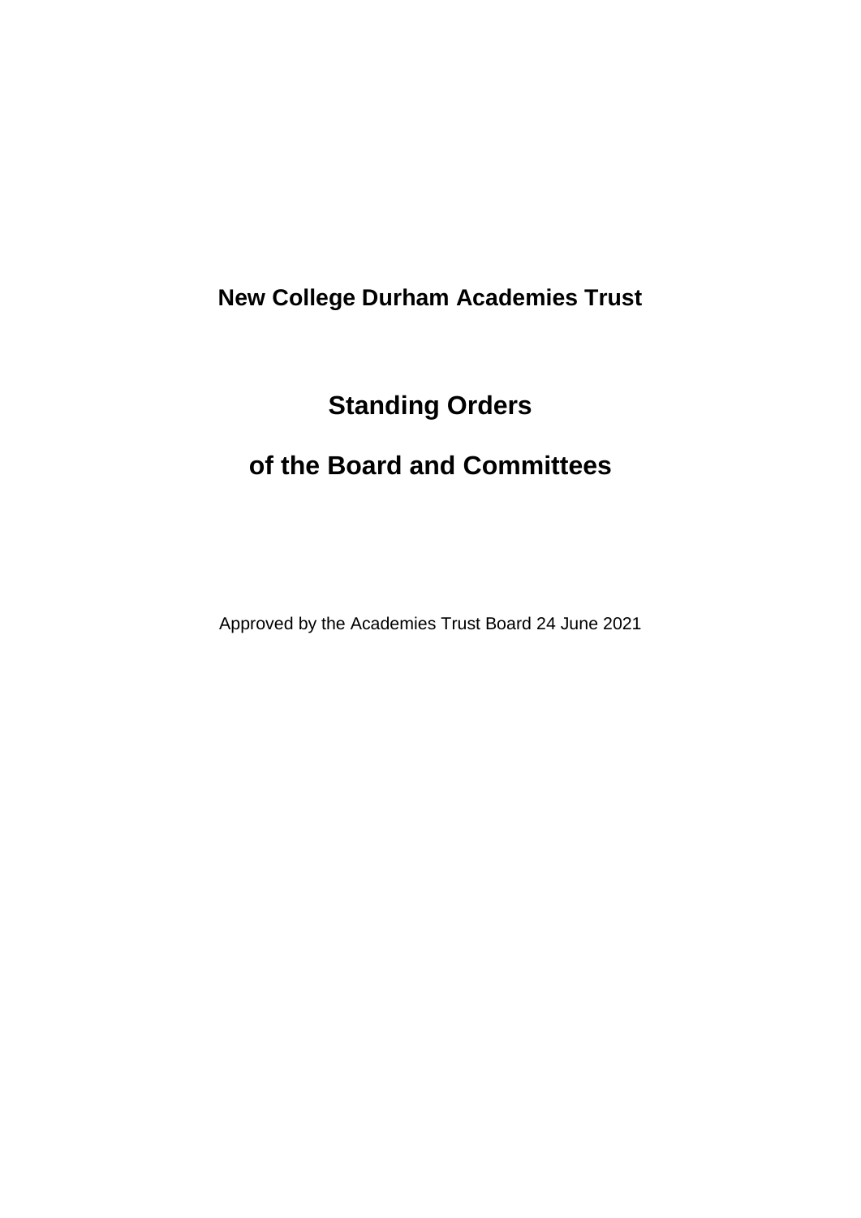# New College Durham Academies Trust

# Standing Orders

# of the Board and Committees

Approved by the Academies Trust Board 24 June 2021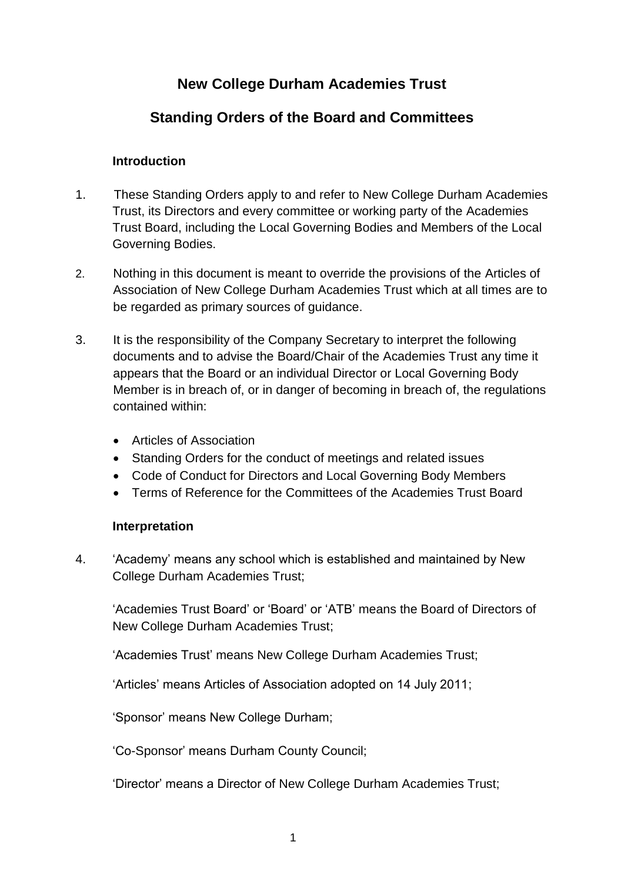# New College Durham Academies Trust

## Standing Orders of the Board and Committees

### Introduction

1. These Standing Orders apply to and refer to New College Durham Academies Trust, its Directors and every committee or working party of the Academies Trust Board, including the Local Governing Bodies and Members of the Local Governing Bodies.

2. Nothing in this document is meant to override the provisions of the Articles of Association of New College Durham Academies Trust which at all times are to be regarded as primary sources of guidance.

3. It is the responsibility of the Company Secretary to interpret the following documents and to advise the Board/Chair of the Academies Trust any time it appears that the Board or an individual Director or Local Governing Body Member is in breach of, or in danger of becoming in breach of, the regulations contained within:

   - Articles of Association
   - Standing Orders for the conduct of meetings and related issues
   - Code of Conduct for Directors and Local Governing Body Members
   - Terms of Reference for the Committees of the Academies Trust Board

### Interpretation

4. 'Academy' means any school which is established and maintained by New College Durham Academies Trust;

   'Academies Trust Board' or 'Board' or 'ATB' means the Board of Directors of New College Durham Academies Trust;

   'Academies Trust' means New College Durham Academies Trust;

   'Articles' means Articles of Association adopted on 14 July 2011;

   'Sponsor' means New College Durham;

   'Co-Sponsor' means Durham County Council;

   'Director' means a Director of New College Durham Academies Trust;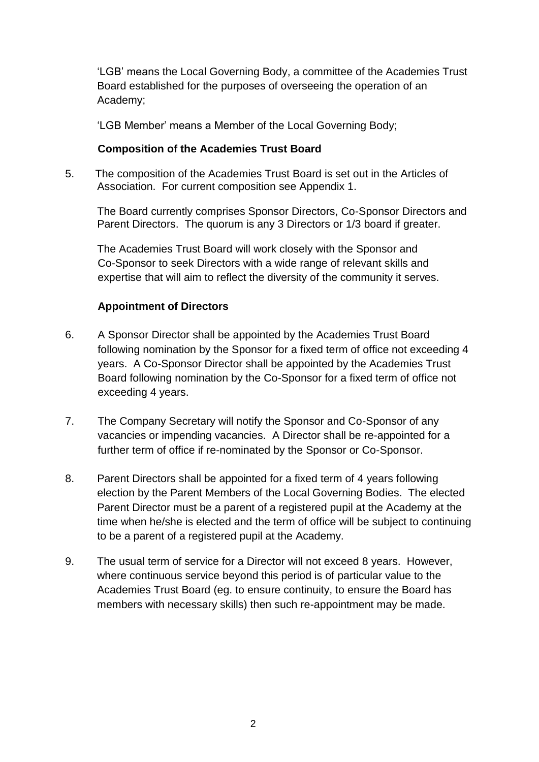'LGB' means the Local Governing Body, a committee of the Academies Trust Board established for the purposes of overseeing the operation of an Academy;

'LGB Member' means a Member of the Local Governing Body;

**Composition of the Academies Trust Board**

5. The composition of the Academies Trust Board is set out in the Articles of Association. For current composition see Appendix 1.

   The Board currently comprises Sponsor Directors, Co-Sponsor Directors and Parent Directors. The quorum is any 3 Directors or 1/3 board if greater.

   The Academies Trust Board will work closely with the Sponsor and Co-Sponsor to seek Directors with a wide range of relevant skills and expertise that will aim to reflect the diversity of the community it serves.

**Appointment of Directors**

6. A Sponsor Director shall be appointed by the Academies Trust Board following nomination by the Sponsor for a fixed term of office not exceeding 4 years. A Co-Sponsor Director shall be appointed by the Academies Trust Board following nomination by the Co-Sponsor for a fixed term of office not exceeding 4 years.

7. The Company Secretary will notify the Sponsor and Co-Sponsor of any vacancies or impending vacancies. A Director shall be re-appointed for a further term of office if re-nominated by the Sponsor or Co-Sponsor.

8. Parent Directors shall be appointed for a fixed term of 4 years following election by the Parent Members of the Local Governing Bodies. The elected Parent Director must be a parent of a registered pupil at the Academy at the time when he/she is elected and the term of office will be subject to continuing to be a parent of a registered pupil at the Academy.

9. The usual term of service for a Director will not exceed 8 years. However, where continuous service beyond this period is of particular value to the Academies Trust Board (eg. to ensure continuity, to ensure the Board has members with necessary skills) then such re-appointment may be made.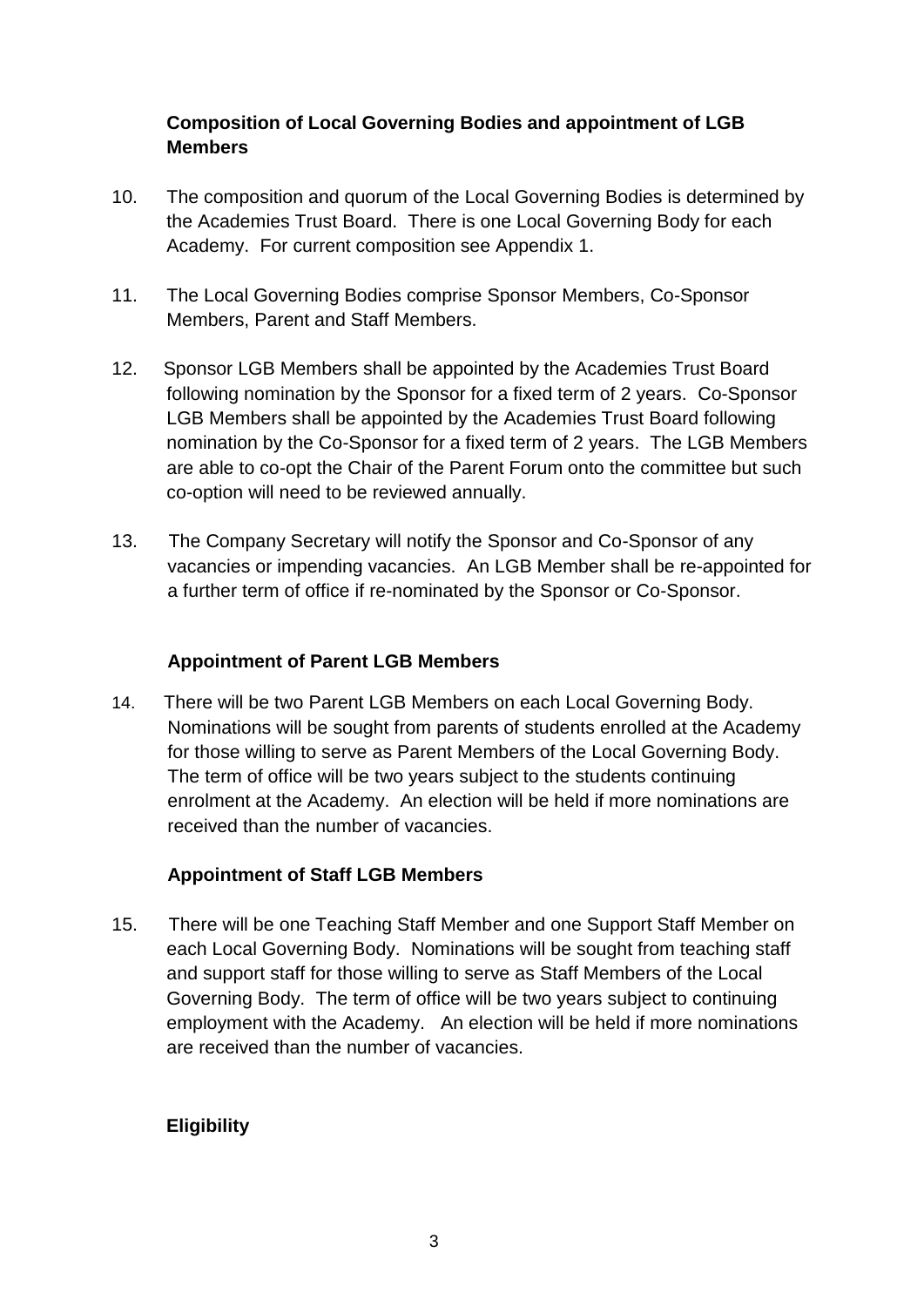### Composition of Local Governing Bodies and appointment of LGB Members

10. The composition and quorum of the Local Governing Bodies is determined by the Academies Trust Board. There is one Local Governing Body for each Academy. For current composition see Appendix 1.

11. The Local Governing Bodies comprise Sponsor Members, Co-Sponsor Members, Parent and Staff Members.

12. Sponsor LGB Members shall be appointed by the Academies Trust Board following nomination by the Sponsor for a fixed term of 2 years. Co-Sponsor LGB Members shall be appointed by the Academies Trust Board following nomination by the Co-Sponsor for a fixed term of 2 years. The LGB Members are able to co-opt the Chair of the Parent Forum onto the committee but such co-option will need to be reviewed annually.

13. The Company Secretary will notify the Sponsor and Co-Sponsor of any vacancies or impending vacancies. An LGB Member shall be re-appointed for a further term of office if re-nominated by the Sponsor or Co-Sponsor.

### Appointment of Parent LGB Members

14. There will be two Parent LGB Members on each Local Governing Body. Nominations will be sought from parents of students enrolled at the Academy for those willing to serve as Parent Members of the Local Governing Body. The term of office will be two years subject to the students continuing enrolment at the Academy. An election will be held if more nominations are received than the number of vacancies.

### Appointment of Staff LGB Members

15. There will be one Teaching Staff Member and one Support Staff Member on each Local Governing Body. Nominations will be sought from teaching staff and support staff for those willing to serve as Staff Members of the Local Governing Body. The term of office will be two years subject to continuing employment with the Academy. An election will be held if more nominations are received than the number of vacancies.

### Eligibility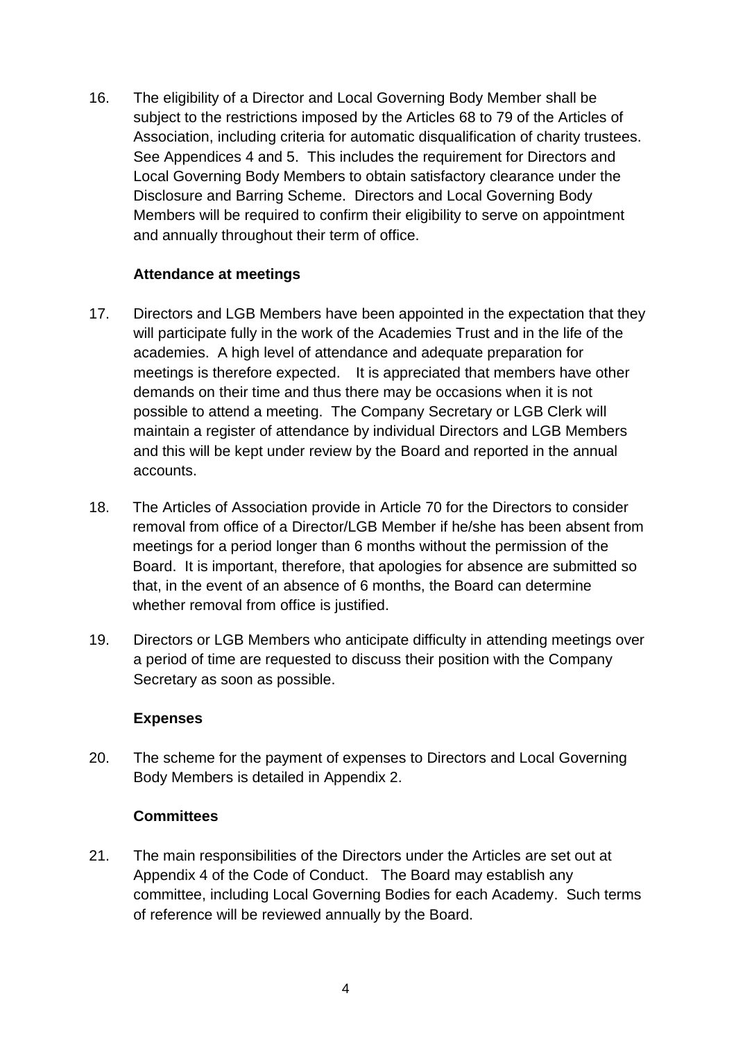16. The eligibility of a Director and Local Governing Body Member shall be subject to the restrictions imposed by the Articles 68 to 79 of the Articles of Association, including criteria for automatic disqualification of charity trustees. See Appendices 4 and 5. This includes the requirement for Directors and Local Governing Body Members to obtain satisfactory clearance under the Disclosure and Barring Scheme. Directors and Local Governing Body Members will be required to confirm their eligibility to serve on appointment and annually throughout their term of office.

**Attendance at meetings**

17. Directors and LGB Members have been appointed in the expectation that they will participate fully in the work of the Academies Trust and in the life of the academies. A high level of attendance and adequate preparation for meetings is therefore expected. It is appreciated that members have other demands on their time and thus there may be occasions when it is not possible to attend a meeting. The Company Secretary or LGB Clerk will maintain a register of attendance by individual Directors and LGB Members and this will be kept under review by the Board and reported in the annual accounts.

18. The Articles of Association provide in Article 70 for the Directors to consider removal from office of a Director/LGB Member if he/she has been absent from meetings for a period longer than 6 months without the permission of the Board. It is important, therefore, that apologies for absence are submitted so that, in the event of an absence of 6 months, the Board can determine whether removal from office is justified.

19. Directors or LGB Members who anticipate difficulty in attending meetings over a period of time are requested to discuss their position with the Company Secretary as soon as possible.

**Expenses**

20. The scheme for the payment of expenses to Directors and Local Governing Body Members is detailed in Appendix 2.

**Committees**

21. The main responsibilities of the Directors under the Articles are set out at Appendix 4 of the Code of Conduct. The Board may establish any committee, including Local Governing Bodies for each Academy. Such terms of reference will be reviewed annually by the Board.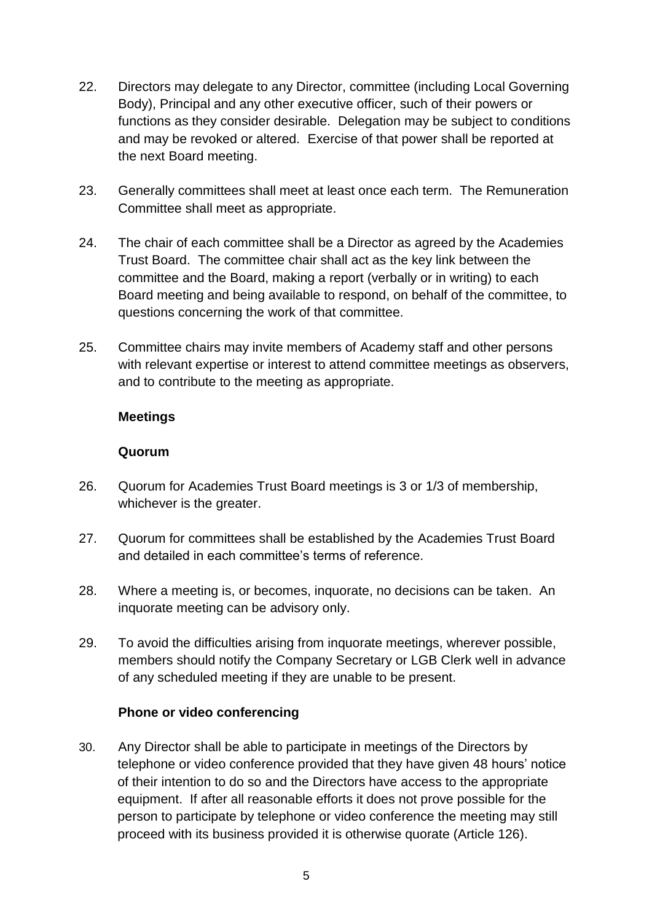22. Directors may delegate to any Director, committee (including Local Governing Body), Principal and any other executive officer, such of their powers or functions as they consider desirable. Delegation may be subject to conditions and may be revoked or altered. Exercise of that power shall be reported at the next Board meeting.

23. Generally committees shall meet at least once each term. The Remuneration Committee shall meet as appropriate.

24. The chair of each committee shall be a Director as agreed by the Academies Trust Board. The committee chair shall act as the key link between the committee and the Board, making a report (verbally or in writing) to each Board meeting and being available to respond, on behalf of the committee, to questions concerning the work of that committee.

25. Committee chairs may invite members of Academy staff and other persons with relevant expertise or interest to attend committee meetings as observers, and to contribute to the meeting as appropriate.

### Meetings

#### Quorum

26. Quorum for Academies Trust Board meetings is 3 or 1/3 of membership, whichever is the greater.

27. Quorum for committees shall be established by the Academies Trust Board and detailed in each committee's terms of reference.

28. Where a meeting is, or becomes, inquorate, no decisions can be taken. An inquorate meeting can be advisory only.

29. To avoid the difficulties arising from inquorate meetings, wherever possible, members should notify the Company Secretary or LGB Clerk well in advance of any scheduled meeting if they are unable to be present.

#### Phone or video conferencing

30. Any Director shall be able to participate in meetings of the Directors by telephone or video conference provided that they have given 48 hours' notice of their intention to do so and the Directors have access to the appropriate equipment. If after all reasonable efforts it does not prove possible for the person to participate by telephone or video conference the meeting may still proceed with its business provided it is otherwise quorate (Article 126).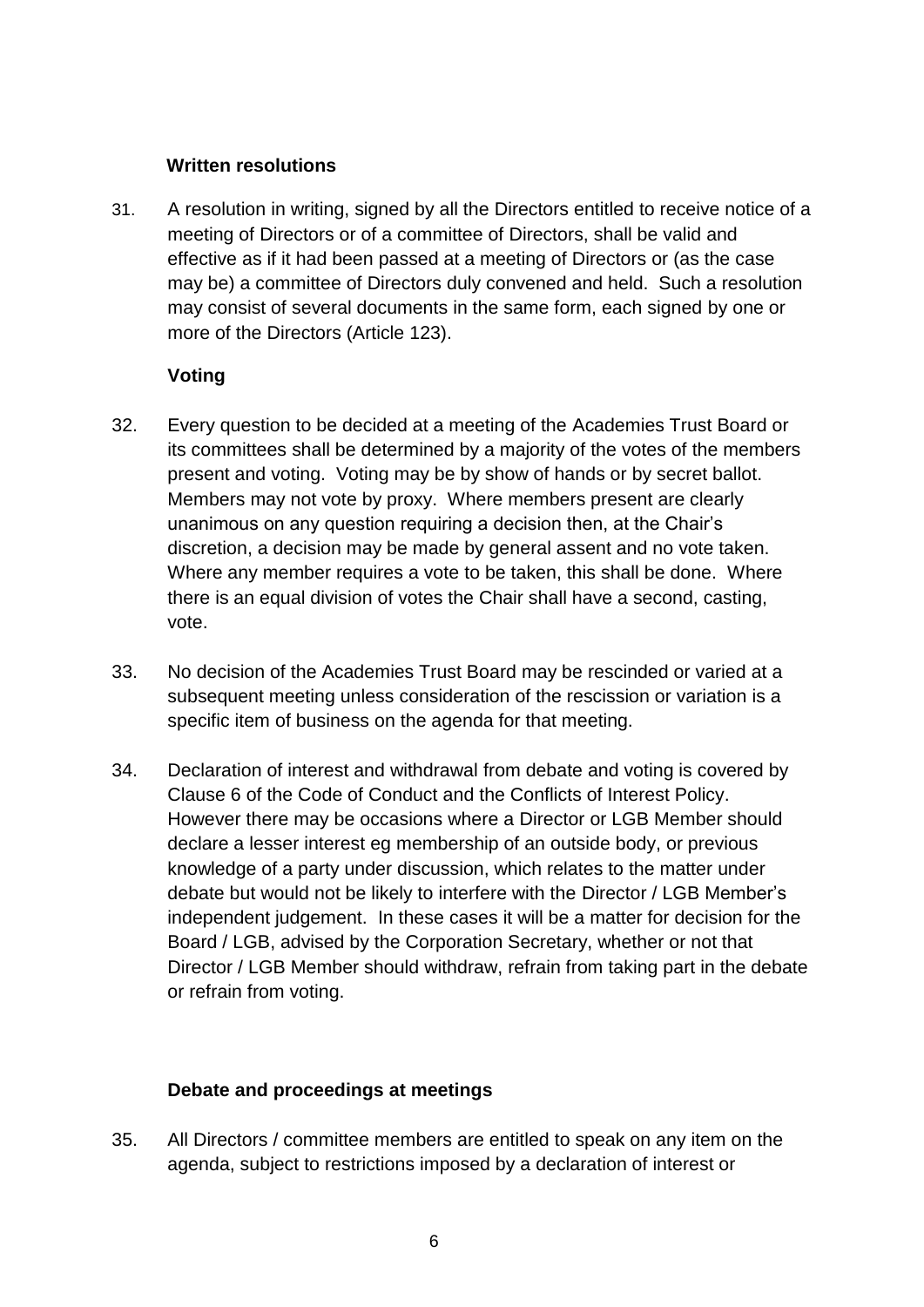### Written resolutions

31. A resolution in writing, signed by all the Directors entitled to receive notice of a meeting of Directors or of a committee of Directors, shall be valid and effective as if it had been passed at a meeting of Directors or (as the case may be) a committee of Directors duly convened and held. Such a resolution may consist of several documents in the same form, each signed by one or more of the Directors (Article 123).

### Voting

32. Every question to be decided at a meeting of the Academies Trust Board or its committees shall be determined by a majority of the votes of the members present and voting. Voting may be by show of hands or by secret ballot. Members may not vote by proxy. Where members present are clearly unanimous on any question requiring a decision then, at the Chair's discretion, a decision may be made by general assent and no vote taken. Where any member requires a vote to be taken, this shall be done. Where there is an equal division of votes the Chair shall have a second, casting, vote.

33. No decision of the Academies Trust Board may be rescinded or varied at a subsequent meeting unless consideration of the rescission or variation is a specific item of business on the agenda for that meeting.

34. Declaration of interest and withdrawal from debate and voting is covered by Clause 6 of the Code of Conduct and the Conflicts of Interest Policy. However there may be occasions where a Director or LGB Member should declare a lesser interest eg membership of an outside body, or previous knowledge of a party under discussion, which relates to the matter under debate but would not be likely to interfere with the Director / LGB Member's independent judgement. In these cases it will be a matter for decision for the Board / LGB, advised by the Corporation Secretary, whether or not that Director / LGB Member should withdraw, refrain from taking part in the debate or refrain from voting.

### Debate and proceedings at meetings

35. All Directors / committee members are entitled to speak on any item on the agenda, subject to restrictions imposed by a declaration of interest or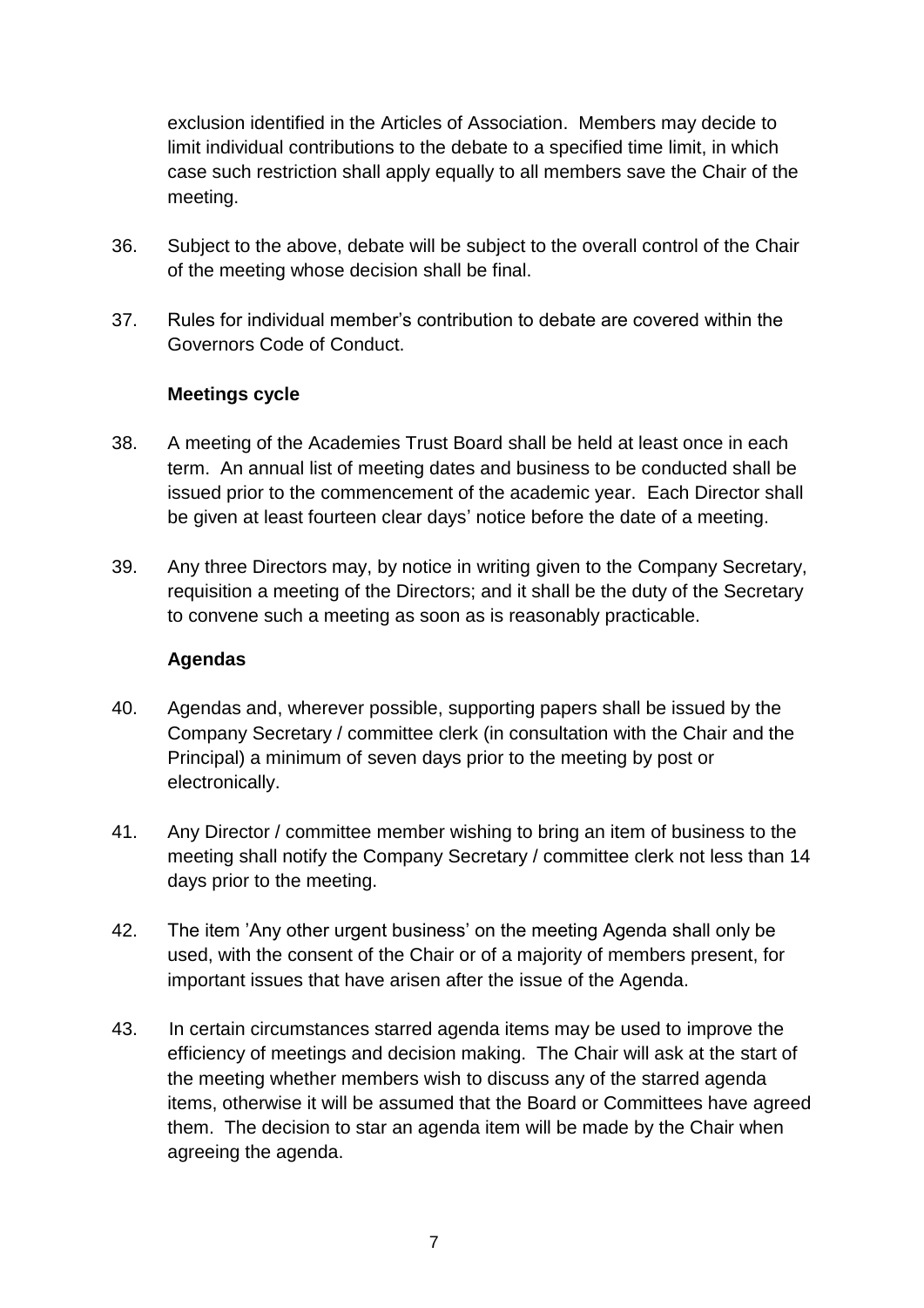exclusion identified in the Articles of Association. Members may decide to limit individual contributions to the debate to a specified time limit, in which case such restriction shall apply equally to all members save the Chair of the meeting.

36. Subject to the above, debate will be subject to the overall control of the Chair of the meeting whose decision shall be final.

37. Rules for individual member's contribution to debate are covered within the Governors Code of Conduct.

**Meetings cycle**

38. A meeting of the Academies Trust Board shall be held at least once in each term. An annual list of meeting dates and business to be conducted shall be issued prior to the commencement of the academic year. Each Director shall be given at least fourteen clear days' notice before the date of a meeting.

39. Any three Directors may, by notice in writing given to the Company Secretary, requisition a meeting of the Directors; and it shall be the duty of the Secretary to convene such a meeting as soon as is reasonably practicable.

**Agendas**

40. Agendas and, wherever possible, supporting papers shall be issued by the Company Secretary / committee clerk (in consultation with the Chair and the Principal) a minimum of seven days prior to the meeting by post or electronically.

41. Any Director / committee member wishing to bring an item of business to the meeting shall notify the Company Secretary / committee clerk not less than 14 days prior to the meeting.

42. The item 'Any other urgent business' on the meeting Agenda shall only be used, with the consent of the Chair or of a majority of members present, for important issues that have arisen after the issue of the Agenda.

43. In certain circumstances starred agenda items may be used to improve the efficiency of meetings and decision making. The Chair will ask at the start of the meeting whether members wish to discuss any of the starred agenda items, otherwise it will be assumed that the Board or Committees have agreed them. The decision to star an agenda item will be made by the Chair when agreeing the agenda.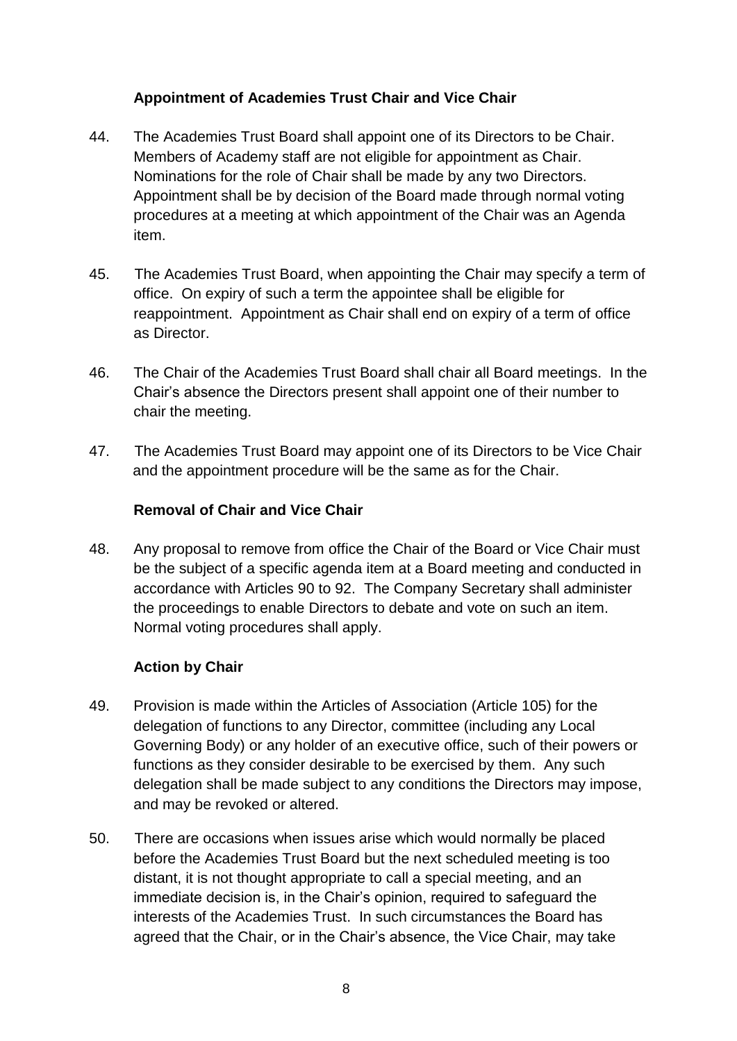### Appointment of Academies Trust Chair and Vice Chair

44. The Academies Trust Board shall appoint one of its Directors to be Chair. Members of Academy staff are not eligible for appointment as Chair. Nominations for the role of Chair shall be made by any two Directors. Appointment shall be by decision of the Board made through normal voting procedures at a meeting at which appointment of the Chair was an Agenda item.

45. The Academies Trust Board, when appointing the Chair may specify a term of office. On expiry of such a term the appointee shall be eligible for reappointment. Appointment as Chair shall end on expiry of a term of office as Director.

46. The Chair of the Academies Trust Board shall chair all Board meetings. In the Chair's absence the Directors present shall appoint one of their number to chair the meeting.

47. The Academies Trust Board may appoint one of its Directors to be Vice Chair and the appointment procedure will be the same as for the Chair.

### Removal of Chair and Vice Chair

48. Any proposal to remove from office the Chair of the Board or Vice Chair must be the subject of a specific agenda item at a Board meeting and conducted in accordance with Articles 90 to 92. The Company Secretary shall administer the proceedings to enable Directors to debate and vote on such an item. Normal voting procedures shall apply.

### Action by Chair

49. Provision is made within the Articles of Association (Article 105) for the delegation of functions to any Director, committee (including any Local Governing Body) or any holder of an executive office, such of their powers or functions as they consider desirable to be exercised by them. Any such delegation shall be made subject to any conditions the Directors may impose, and may be revoked or altered.

50. There are occasions when issues arise which would normally be placed before the Academies Trust Board but the next scheduled meeting is too distant, it is not thought appropriate to call a special meeting, and an immediate decision is, in the Chair's opinion, required to safeguard the interests of the Academies Trust. In such circumstances the Board has agreed that the Chair, or in the Chair's absence, the Vice Chair, may take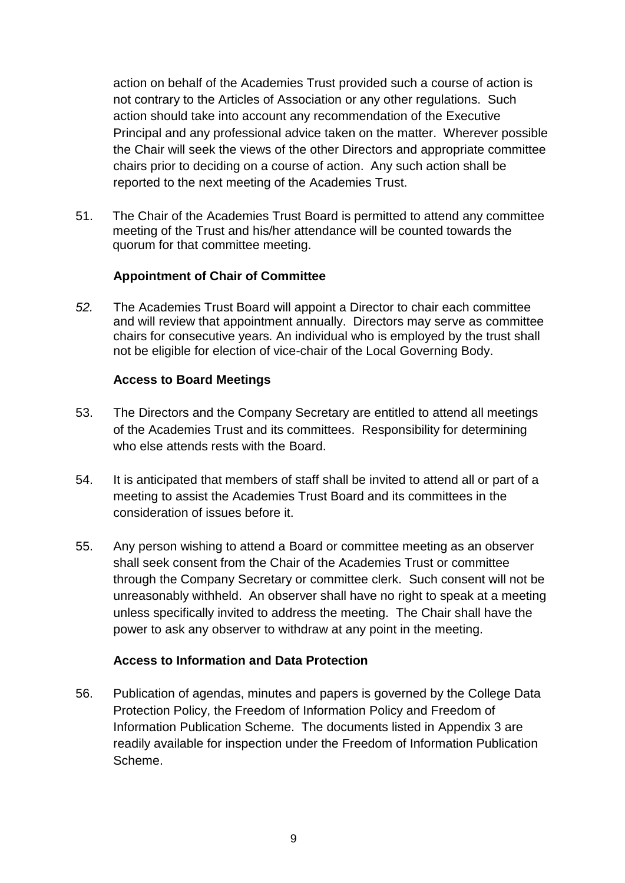action on behalf of the Academies Trust provided such a course of action is not contrary to the Articles of Association or any other regulations. Such action should take into account any recommendation of the Executive Principal and any professional advice taken on the matter. Wherever possible the Chair will seek the views of the other Directors and appropriate committee chairs prior to deciding on a course of action. Any such action shall be reported to the next meeting of the Academies Trust.

51. The Chair of the Academies Trust Board is permitted to attend any committee meeting of the Trust and his/her attendance will be counted towards the quorum for that committee meeting.

**Appointment of Chair of Committee**

*52.* The Academies Trust Board will appoint a Director to chair each committee and will review that appointment annually. Directors may serve as committee chairs for consecutive years. An individual who is employed by the trust shall not be eligible for election of vice-chair of the Local Governing Body.

**Access to Board Meetings**

53. The Directors and the Company Secretary are entitled to attend all meetings of the Academies Trust and its committees. Responsibility for determining who else attends rests with the Board.

54. It is anticipated that members of staff shall be invited to attend all or part of a meeting to assist the Academies Trust Board and its committees in the consideration of issues before it.

55. Any person wishing to attend a Board or committee meeting as an observer shall seek consent from the Chair of the Academies Trust or committee through the Company Secretary or committee clerk. Such consent will not be unreasonably withheld. An observer shall have no right to speak at a meeting unless specifically invited to address the meeting. The Chair shall have the power to ask any observer to withdraw at any point in the meeting.

**Access to Information and Data Protection**

56. Publication of agendas, minutes and papers is governed by the College Data Protection Policy, the Freedom of Information Policy and Freedom of Information Publication Scheme. The documents listed in Appendix 3 are readily available for inspection under the Freedom of Information Publication Scheme.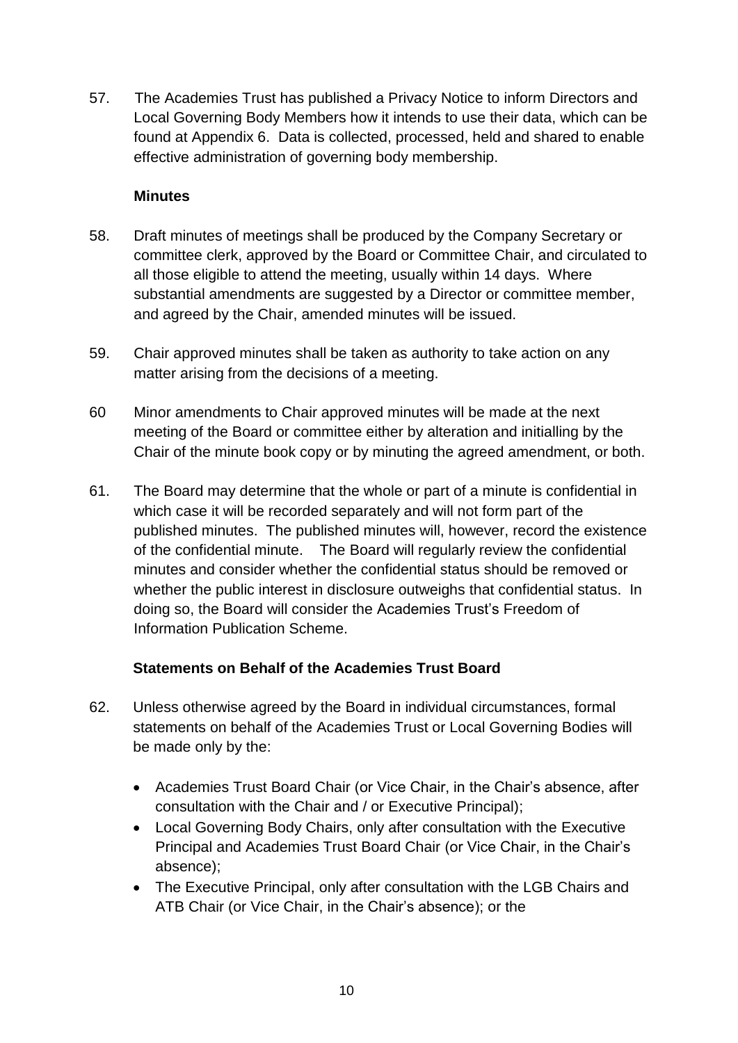57. The Academies Trust has published a Privacy Notice to inform Directors and Local Governing Body Members how it intends to use their data, which can be found at Appendix 6. Data is collected, processed, held and shared to enable effective administration of governing body membership.

**Minutes**

58. Draft minutes of meetings shall be produced by the Company Secretary or committee clerk, approved by the Board or Committee Chair, and circulated to all those eligible to attend the meeting, usually within 14 days. Where substantial amendments are suggested by a Director or committee member, and agreed by the Chair, amended minutes will be issued.

59. Chair approved minutes shall be taken as authority to take action on any matter arising from the decisions of a meeting.

60 Minor amendments to Chair approved minutes will be made at the next meeting of the Board or committee either by alteration and initialling by the Chair of the minute book copy or by minuting the agreed amendment, or both.

61. The Board may determine that the whole or part of a minute is confidential in which case it will be recorded separately and will not form part of the published minutes. The published minutes will, however, record the existence of the confidential minute. The Board will regularly review the confidential minutes and consider whether the confidential status should be removed or whether the public interest in disclosure outweighs that confidential status. In doing so, the Board will consider the Academies Trust's Freedom of Information Publication Scheme.

**Statements on Behalf of the Academies Trust Board**

62. Unless otherwise agreed by the Board in individual circumstances, formal statements on behalf of the Academies Trust or Local Governing Bodies will be made only by the:

- Academies Trust Board Chair (or Vice Chair, in the Chair's absence, after consultation with the Chair and / or Executive Principal);
- Local Governing Body Chairs, only after consultation with the Executive Principal and Academies Trust Board Chair (or Vice Chair, in the Chair's absence);
- The Executive Principal, only after consultation with the LGB Chairs and ATB Chair (or Vice Chair, in the Chair's absence); or the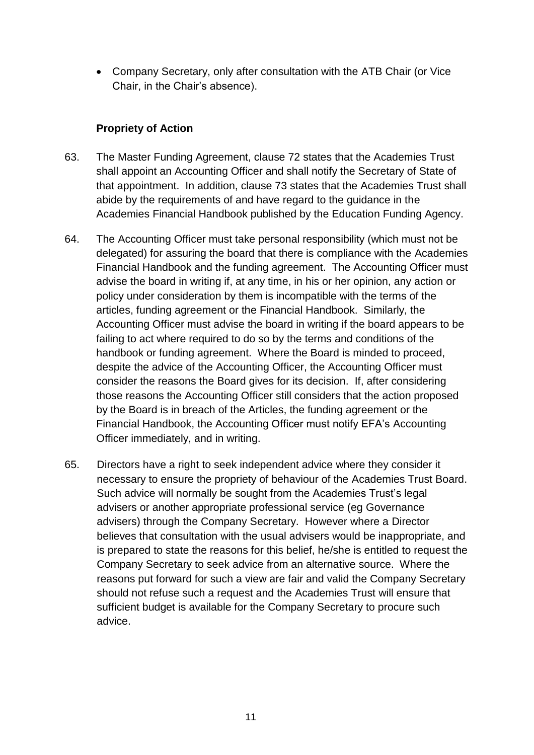- Company Secretary, only after consultation with the ATB Chair (or Vice Chair, in the Chair's absence).

**Propriety of Action**

63. The Master Funding Agreement, clause 72 states that the Academies Trust shall appoint an Accounting Officer and shall notify the Secretary of State of that appointment. In addition, clause 73 states that the Academies Trust shall abide by the requirements of and have regard to the guidance in the Academies Financial Handbook published by the Education Funding Agency.

64. The Accounting Officer must take personal responsibility (which must not be delegated) for assuring the board that there is compliance with the Academies Financial Handbook and the funding agreement. The Accounting Officer must advise the board in writing if, at any time, in his or her opinion, any action or policy under consideration by them is incompatible with the terms of the articles, funding agreement or the Financial Handbook. Similarly, the Accounting Officer must advise the board in writing if the board appears to be failing to act where required to do so by the terms and conditions of the handbook or funding agreement. Where the Board is minded to proceed, despite the advice of the Accounting Officer, the Accounting Officer must consider the reasons the Board gives for its decision. If, after considering those reasons the Accounting Officer still considers that the action proposed by the Board is in breach of the Articles, the funding agreement or the Financial Handbook, the Accounting Officer must notify EFA's Accounting Officer immediately, and in writing.

65. Directors have a right to seek independent advice where they consider it necessary to ensure the propriety of behaviour of the Academies Trust Board. Such advice will normally be sought from the Academies Trust's legal advisers or another appropriate professional service (eg Governance advisers) through the Company Secretary. However where a Director believes that consultation with the usual advisers would be inappropriate, and is prepared to state the reasons for this belief, he/she is entitled to request the Company Secretary to seek advice from an alternative source. Where the reasons put forward for such a view are fair and valid the Company Secretary should not refuse such a request and the Academies Trust will ensure that sufficient budget is available for the Company Secretary to procure such advice.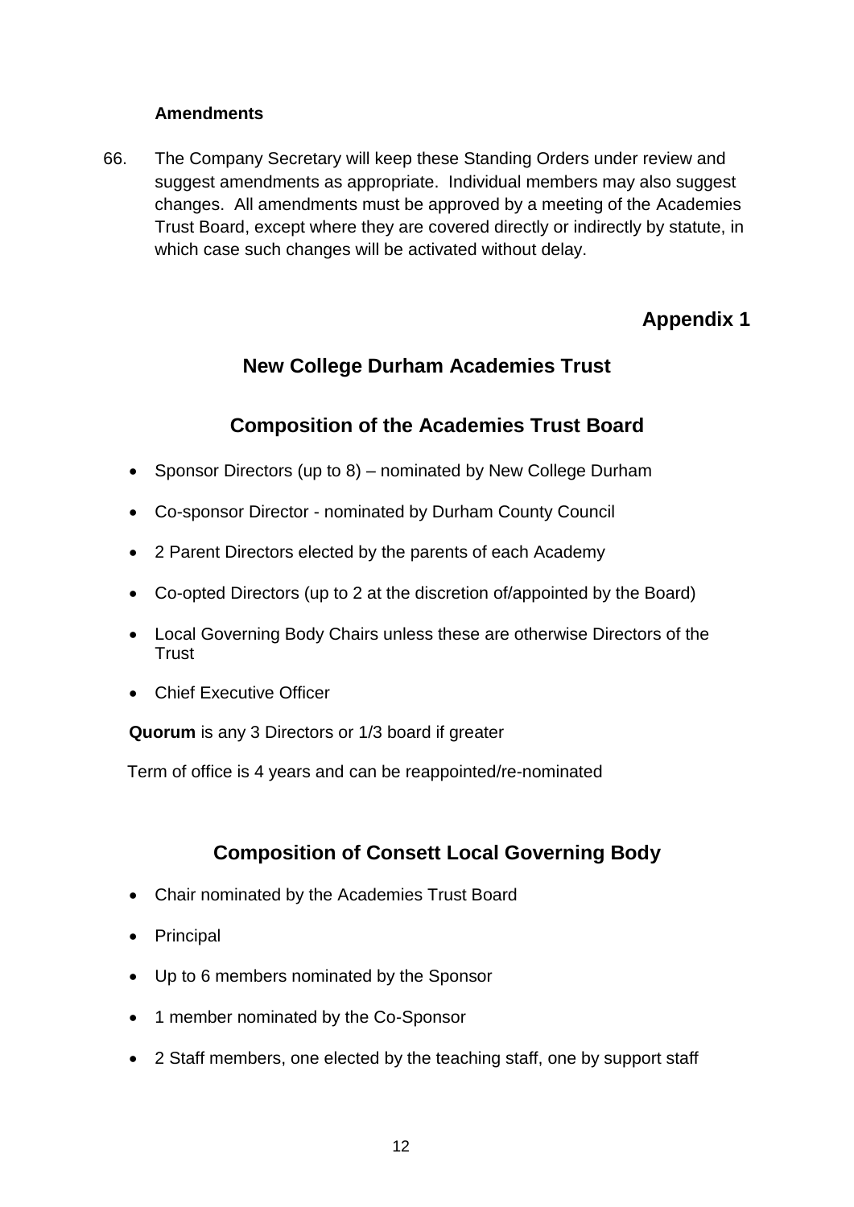### Amendments

66. The Company Secretary will keep these Standing Orders under review and suggest amendments as appropriate. Individual members may also suggest changes. All amendments must be approved by a meeting of the Academies Trust Board, except where they are covered directly or indirectly by statute, in which case such changes will be activated without delay.

## Appendix 1

## New College Durham Academies Trust

## Composition of the Academies Trust Board

- Sponsor Directors (up to 8) – nominated by New College Durham
- Co-sponsor Director - nominated by Durham County Council
- 2 Parent Directors elected by the parents of each Academy
- Co-opted Directors (up to 2 at the discretion of/appointed by the Board)
- Local Governing Body Chairs unless these are otherwise Directors of the Trust
- Chief Executive Officer

**Quorum** is any 3 Directors or 1/3 board if greater

Term of office is 4 years and can be reappointed/re-nominated

## Composition of Consett Local Governing Body

- Chair nominated by the Academies Trust Board
- Principal
- Up to 6 members nominated by the Sponsor
- 1 member nominated by the Co-Sponsor
- 2 Staff members, one elected by the teaching staff, one by support staff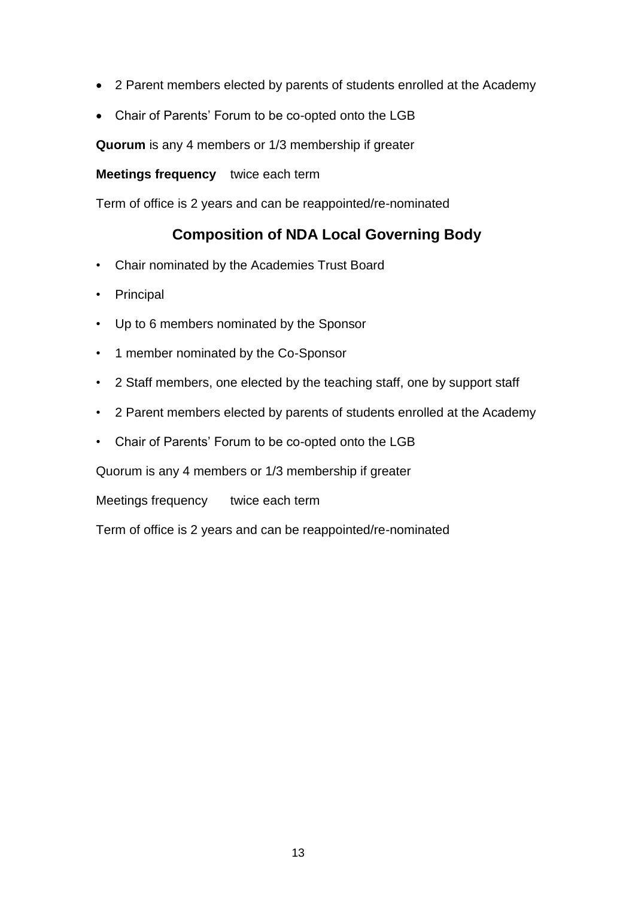- 2 Parent members elected by parents of students enrolled at the Academy
- Chair of Parents' Forum to be co-opted onto the LGB

**Quorum** is any 4 members or 1/3 membership if greater

**Meetings frequency** twice each term

Term of office is 2 years and can be reappointed/re-nominated

## Composition of NDA Local Governing Body

- Chair nominated by the Academies Trust Board
- Principal
- Up to 6 members nominated by the Sponsor
- 1 member nominated by the Co-Sponsor
- 2 Staff members, one elected by the teaching staff, one by support staff
- 2 Parent members elected by parents of students enrolled at the Academy
- Chair of Parents' Forum to be co-opted onto the LGB

Quorum is any 4 members or 1/3 membership if greater

Meetings frequency twice each term

Term of office is 2 years and can be reappointed/re-nominated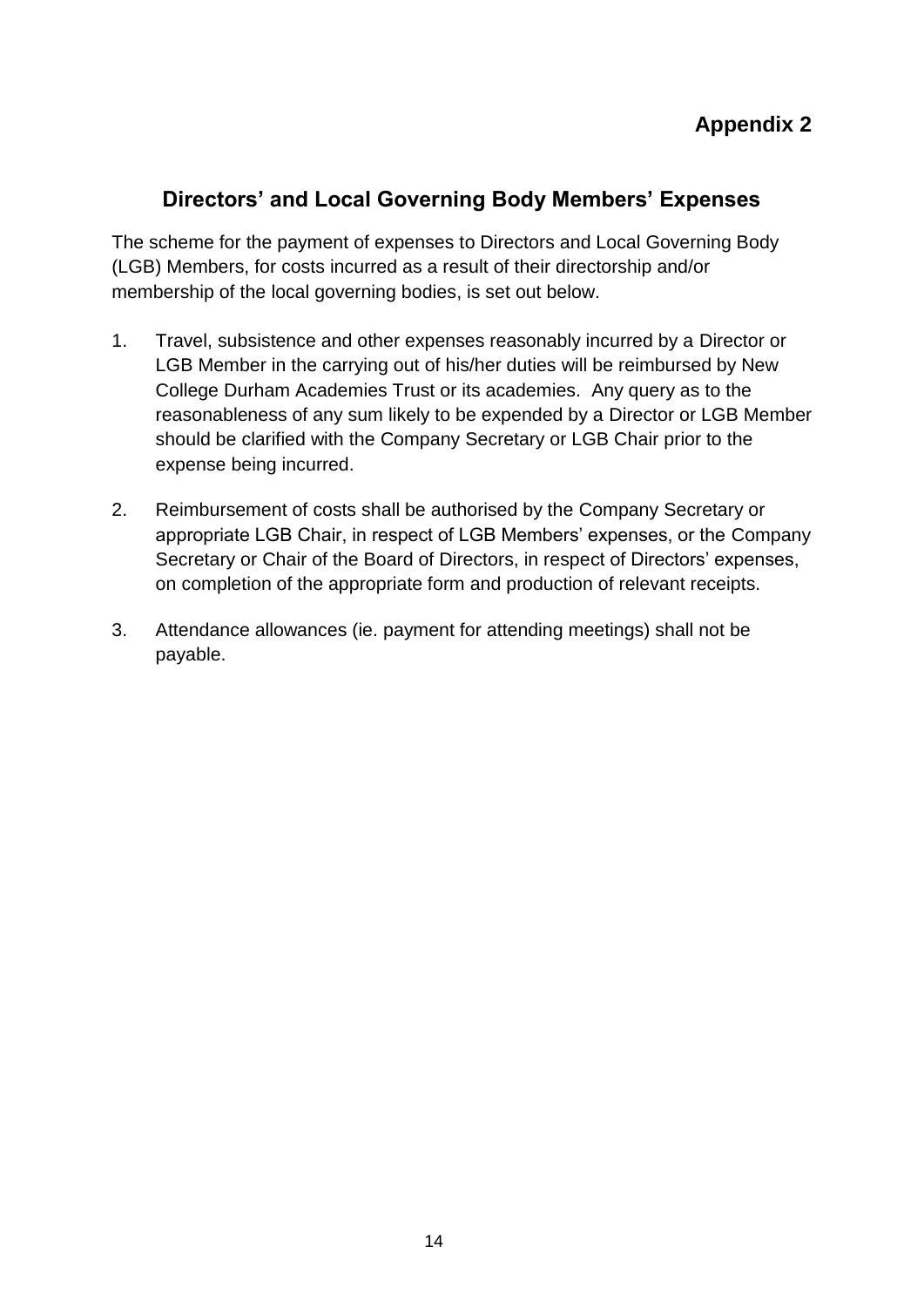**Appendix 2**

## Directors' and Local Governing Body Members' Expenses

The scheme for the payment of expenses to Directors and Local Governing Body (LGB) Members, for costs incurred as a result of their directorship and/or membership of the local governing bodies, is set out below.

1. Travel, subsistence and other expenses reasonably incurred by a Director or LGB Member in the carrying out of his/her duties will be reimbursed by New College Durham Academies Trust or its academies. Any query as to the reasonableness of any sum likely to be expended by a Director or LGB Member should be clarified with the Company Secretary or LGB Chair prior to the expense being incurred.

2. Reimbursement of costs shall be authorised by the Company Secretary or appropriate LGB Chair, in respect of LGB Members' expenses, or the Company Secretary or Chair of the Board of Directors, in respect of Directors' expenses, on completion of the appropriate form and production of relevant receipts.

3. Attendance allowances (ie. payment for attending meetings) shall not be payable.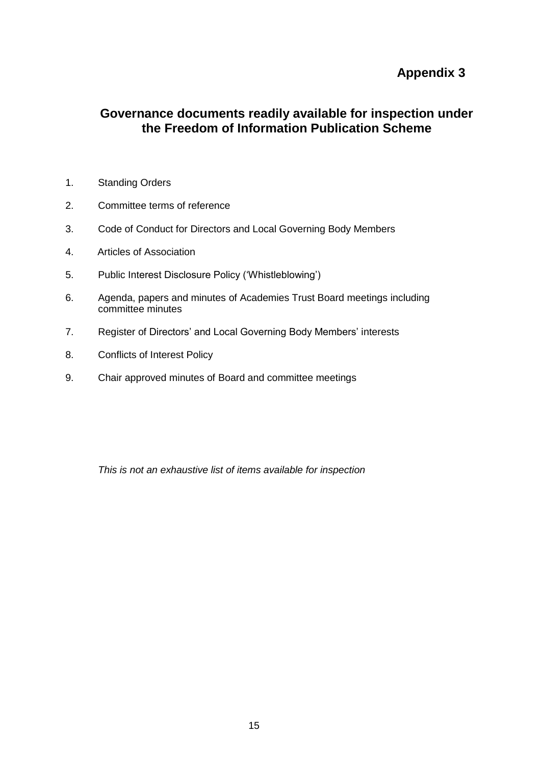**Appendix 3**

## Governance documents readily available for inspection under the Freedom of Information Publication Scheme

1. Standing Orders
2. Committee terms of reference
3. Code of Conduct for Directors and Local Governing Body Members
4. Articles of Association
5. Public Interest Disclosure Policy ('Whistleblowing')
6. Agenda, papers and minutes of Academies Trust Board meetings including committee minutes
7. Register of Directors' and Local Governing Body Members' interests
8. Conflicts of Interest Policy
9. Chair approved minutes of Board and committee meetings

*This is not an exhaustive list of items available for inspection*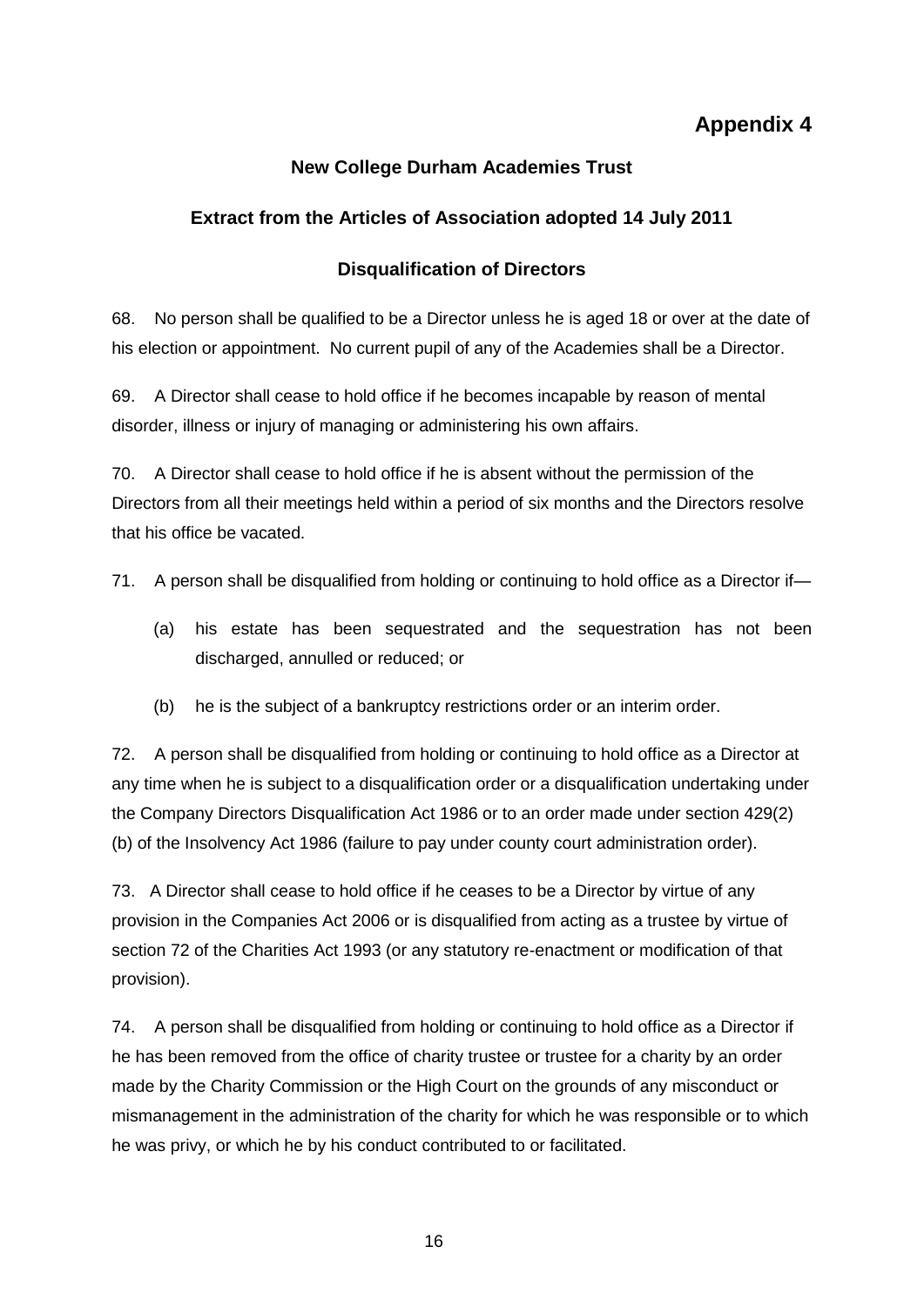# Appendix 4

## New College Durham Academies Trust

### Extract from the Articles of Association adopted 14 July 2011

### Disqualification of Directors

68. No person shall be qualified to be a Director unless he is aged 18 or over at the date of his election or appointment. No current pupil of any of the Academies shall be a Director.

69. A Director shall cease to hold office if he becomes incapable by reason of mental disorder, illness or injury of managing or administering his own affairs.

70. A Director shall cease to hold office if he is absent without the permission of the Directors from all their meetings held within a period of six months and the Directors resolve that his office be vacated.

71. A person shall be disqualified from holding or continuing to hold office as a Director if—

   (a) his estate has been sequestrated and the sequestration has not been discharged, annulled or reduced; or

   (b) he is the subject of a bankruptcy restrictions order or an interim order.

72. A person shall be disqualified from holding or continuing to hold office as a Director at any time when he is subject to a disqualification order or a disqualification undertaking under the Company Directors Disqualification Act 1986 or to an order made under section 429(2)(b) of the Insolvency Act 1986 (failure to pay under county court administration order).

73. A Director shall cease to hold office if he ceases to be a Director by virtue of any provision in the Companies Act 2006 or is disqualified from acting as a trustee by virtue of section 72 of the Charities Act 1993 (or any statutory re-enactment or modification of that provision).

74. A person shall be disqualified from holding or continuing to hold office as a Director if he has been removed from the office of charity trustee or trustee for a charity by an order made by the Charity Commission or the High Court on the grounds of any misconduct or mismanagement in the administration of the charity for which he was responsible or to which he was privy, or which he by his conduct contributed to or facilitated.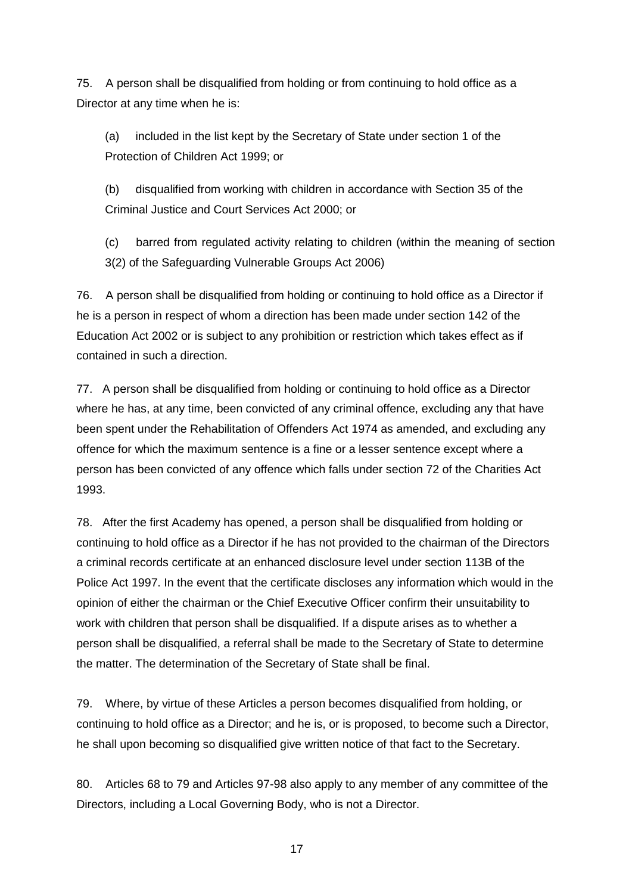75. A person shall be disqualified from holding or from continuing to hold office as a Director at any time when he is:

(a) included in the list kept by the Secretary of State under section 1 of the Protection of Children Act 1999; or

(b) disqualified from working with children in accordance with Section 35 of the Criminal Justice and Court Services Act 2000; or

(c) barred from regulated activity relating to children (within the meaning of section 3(2) of the Safeguarding Vulnerable Groups Act 2006)

76. A person shall be disqualified from holding or continuing to hold office as a Director if he is a person in respect of whom a direction has been made under section 142 of the Education Act 2002 or is subject to any prohibition or restriction which takes effect as if contained in such a direction.

77. A person shall be disqualified from holding or continuing to hold office as a Director where he has, at any time, been convicted of any criminal offence, excluding any that have been spent under the Rehabilitation of Offenders Act 1974 as amended, and excluding any offence for which the maximum sentence is a fine or a lesser sentence except where a person has been convicted of any offence which falls under section 72 of the Charities Act 1993.

78. After the first Academy has opened, a person shall be disqualified from holding or continuing to hold office as a Director if he has not provided to the chairman of the Directors a criminal records certificate at an enhanced disclosure level under section 113B of the Police Act 1997. In the event that the certificate discloses any information which would in the opinion of either the chairman or the Chief Executive Officer confirm their unsuitability to work with children that person shall be disqualified. If a dispute arises as to whether a person shall be disqualified, a referral shall be made to the Secretary of State to determine the matter. The determination of the Secretary of State shall be final.

79. Where, by virtue of these Articles a person becomes disqualified from holding, or continuing to hold office as a Director; and he is, or is proposed, to become such a Director, he shall upon becoming so disqualified give written notice of that fact to the Secretary.

80. Articles 68 to 79 and Articles 97-98 also apply to any member of any committee of the Directors, including a Local Governing Body, who is not a Director.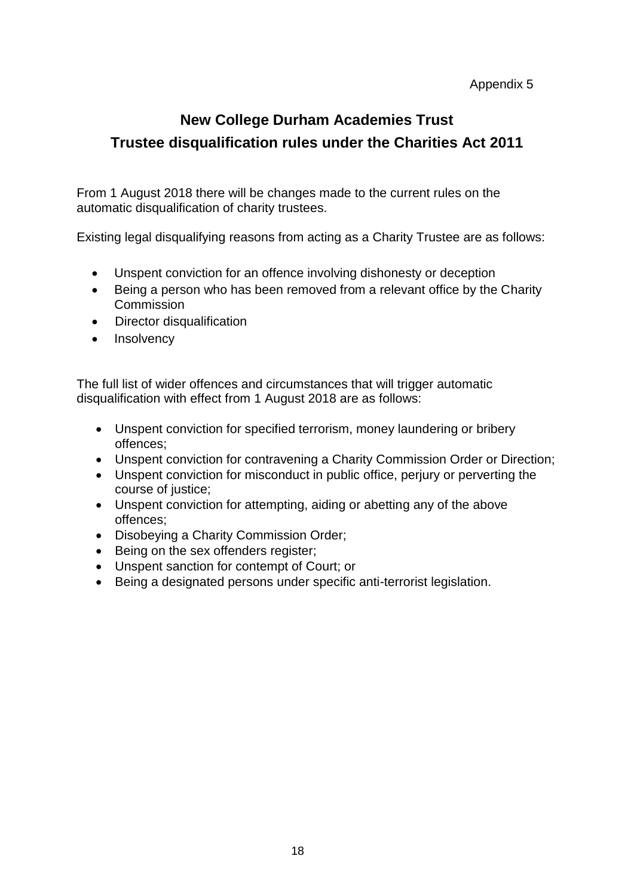Appendix 5

# New College Durham Academies Trust
## Trustee disqualification rules under the Charities Act 2011

From 1 August 2018 there will be changes made to the current rules on the automatic disqualification of charity trustees.

Existing legal disqualifying reasons from acting as a Charity Trustee are as follows:

- Unspent conviction for an offence involving dishonesty or deception
- Being a person who has been removed from a relevant office by the Charity Commission
- Director disqualification
- Insolvency

The full list of wider offences and circumstances that will trigger automatic disqualification with effect from 1 August 2018 are as follows:

- Unspent conviction for specified terrorism, money laundering or bribery offences;
- Unspent conviction for contravening a Charity Commission Order or Direction;
- Unspent conviction for misconduct in public office, perjury or perverting the course of justice;
- Unspent conviction for attempting, aiding or abetting any of the above offences;
- Disobeying a Charity Commission Order;
- Being on the sex offenders register;
- Unspent sanction for contempt of Court; or
- Being a designated persons under specific anti-terrorist legislation.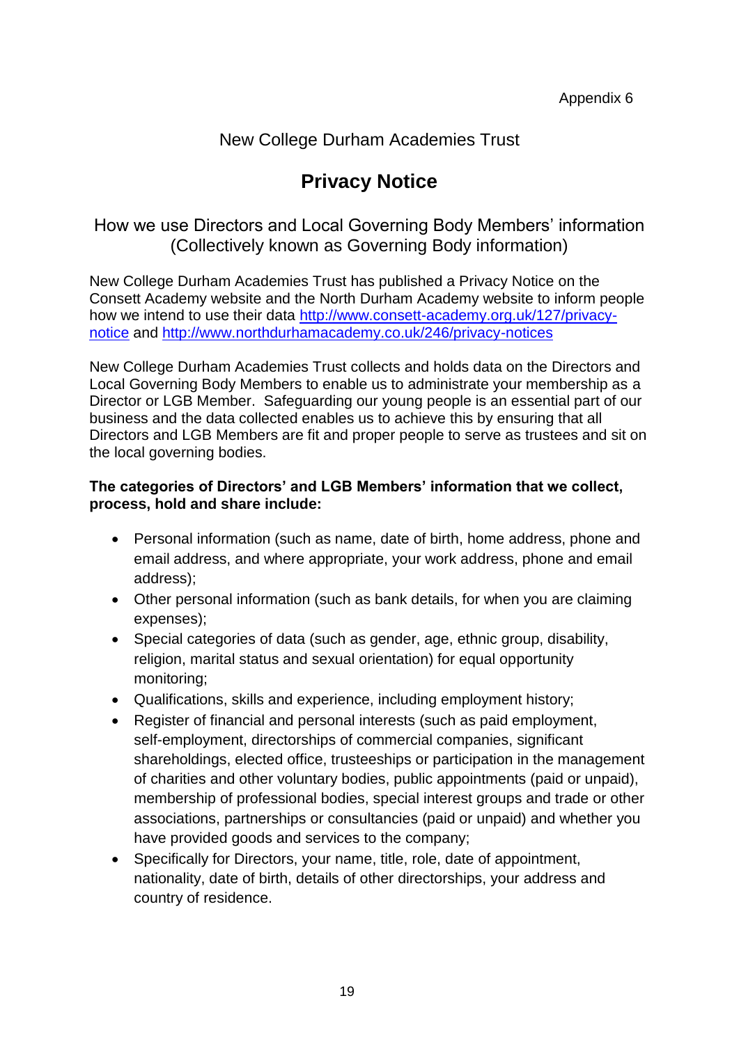Appendix 6

New College Durham Academies Trust

# Privacy Notice

## How we use Directors and Local Governing Body Members' information (Collectively known as Governing Body information)

New College Durham Academies Trust has published a Privacy Notice on the Consett Academy website and the North Durham Academy website to inform people how we intend to use their data [http://www.consett-academy.org.uk/127/privacy-notice](http://www.consett-academy.org.uk/127/privacy-notice) and [http://www.northdurhamacademy.co.uk/246/privacy-notices](http://www.northdurhamacademy.co.uk/246/privacy-notices)

New College Durham Academies Trust collects and holds data on the Directors and Local Governing Body Members to enable us to administrate your membership as a Director or LGB Member. Safeguarding our young people is an essential part of our business and the data collected enables us to achieve this by ensuring that all Directors and LGB Members are fit and proper people to serve as trustees and sit on the local governing bodies.

**The categories of Directors' and LGB Members' information that we collect, process, hold and share include:**

- Personal information (such as name, date of birth, home address, phone and email address, and where appropriate, your work address, phone and email address);
- Other personal information (such as bank details, for when you are claiming expenses);
- Special categories of data (such as gender, age, ethnic group, disability, religion, marital status and sexual orientation) for equal opportunity monitoring;
- Qualifications, skills and experience, including employment history;
- Register of financial and personal interests (such as paid employment, self-employment, directorships of commercial companies, significant shareholdings, elected office, trusteeships or participation in the management of charities and other voluntary bodies, public appointments (paid or unpaid), membership of professional bodies, special interest groups and trade or other associations, partnerships or consultancies (paid or unpaid) and whether you have provided goods and services to the company;
- Specifically for Directors, your name, title, role, date of appointment, nationality, date of birth, details of other directorships, your address and country of residence.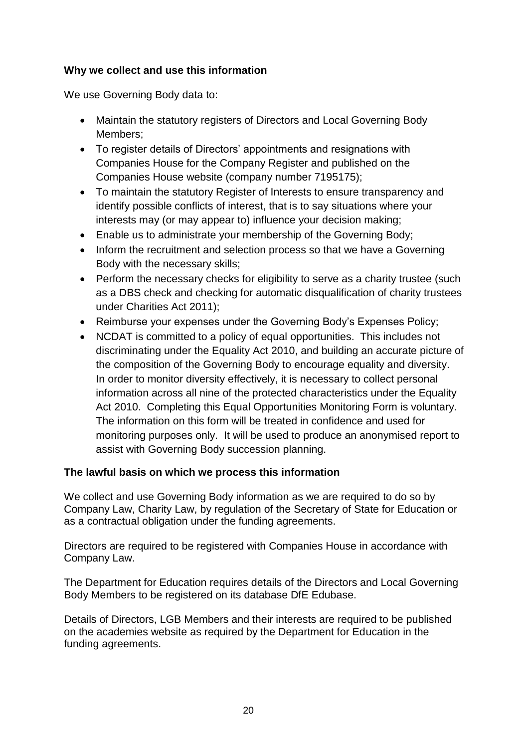### Why we collect and use this information

We use Governing Body data to:

- Maintain the statutory registers of Directors and Local Governing Body Members;
- To register details of Directors' appointments and resignations with Companies House for the Company Register and published on the Companies House website (company number 7195175);
- To maintain the statutory Register of Interests to ensure transparency and identify possible conflicts of interest, that is to say situations where your interests may (or may appear to) influence your decision making;
- Enable us to administrate your membership of the Governing Body;
- Inform the recruitment and selection process so that we have a Governing Body with the necessary skills;
- Perform the necessary checks for eligibility to serve as a charity trustee (such as a DBS check and checking for automatic disqualification of charity trustees under Charities Act 2011);
- Reimburse your expenses under the Governing Body's Expenses Policy;
- NCDAT is committed to a policy of equal opportunities. This includes not discriminating under the Equality Act 2010, and building an accurate picture of the composition of the Governing Body to encourage equality and diversity. In order to monitor diversity effectively, it is necessary to collect personal information across all nine of the protected characteristics under the Equality Act 2010. Completing this Equal Opportunities Monitoring Form is voluntary. The information on this form will be treated in confidence and used for monitoring purposes only. It will be used to produce an anonymised report to assist with Governing Body succession planning.

### The lawful basis on which we process this information

We collect and use Governing Body information as we are required to do so by Company Law, Charity Law, by regulation of the Secretary of State for Education or as a contractual obligation under the funding agreements.

Directors are required to be registered with Companies House in accordance with Company Law.

The Department for Education requires details of the Directors and Local Governing Body Members to be registered on its database DfE Edubase.

Details of Directors, LGB Members and their interests are required to be published on the academies website as required by the Department for Education in the funding agreements.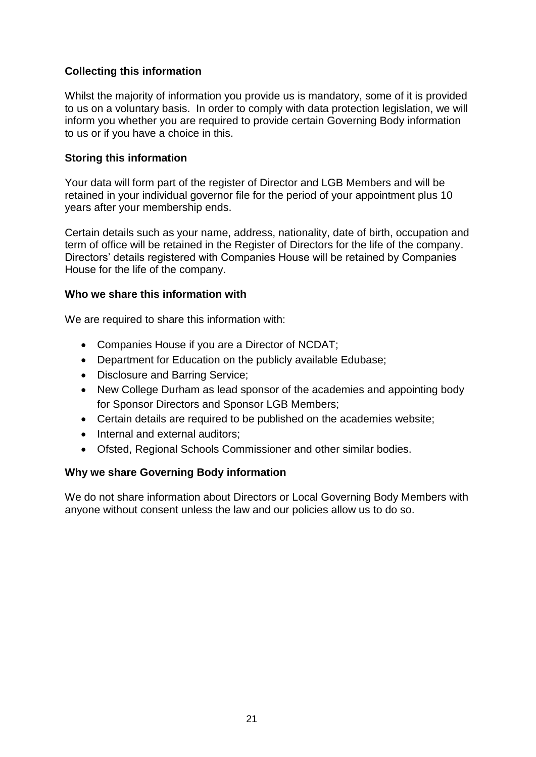**Collecting this information**

Whilst the majority of information you provide us is mandatory, some of it is provided to us on a voluntary basis. In order to comply with data protection legislation, we will inform you whether you are required to provide certain Governing Body information to us or if you have a choice in this.

**Storing this information**

Your data will form part of the register of Director and LGB Members and will be retained in your individual governor file for the period of your appointment plus 10 years after your membership ends.

Certain details such as your name, address, nationality, date of birth, occupation and term of office will be retained in the Register of Directors for the life of the company. Directors' details registered with Companies House will be retained by Companies House for the life of the company.

**Who we share this information with**

We are required to share this information with:

- Companies House if you are a Director of NCDAT;
- Department for Education on the publicly available Edubase;
- Disclosure and Barring Service;
- New College Durham as lead sponsor of the academies and appointing body for Sponsor Directors and Sponsor LGB Members;
- Certain details are required to be published on the academies website;
- Internal and external auditors;
- Ofsted, Regional Schools Commissioner and other similar bodies.

**Why we share Governing Body information**

We do not share information about Directors or Local Governing Body Members with anyone without consent unless the law and our policies allow us to do so.